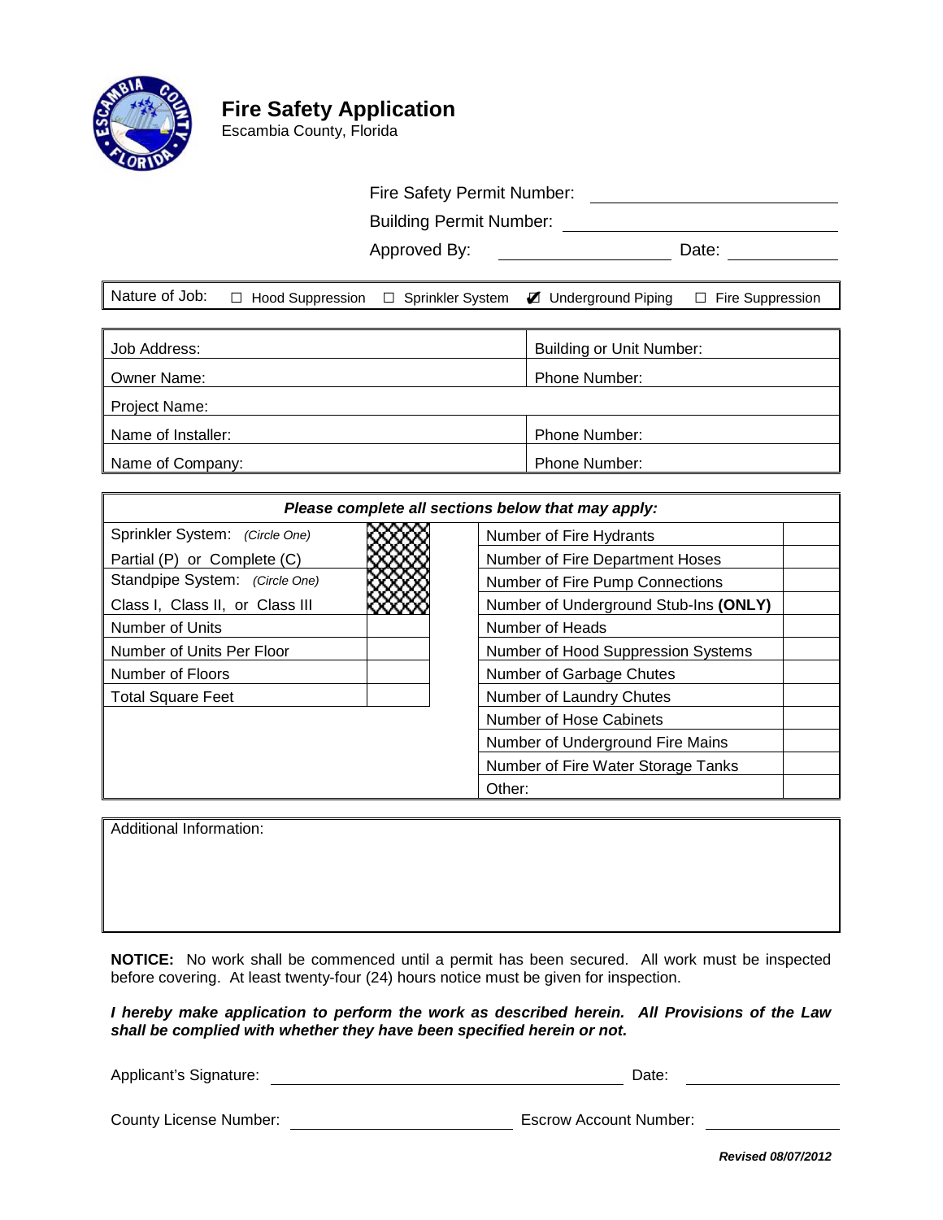# Fire Safety Application

Escambia County, Florida

Fire Safety Permit Number: ______________________

Building Permit Number: ______________________

Approved By: ______________________ Date: __________

Nature of Job: ☐ Hood Suppression ☐ Sprinkler System ☑ Underground Piping ☐ Fire Suppression

| Job Address: | Building or Unit Number: |
|---|---|
| Owner Name: | Phone Number: |
| Project Name: | |
| Name of Installer: | Phone Number: |
| Name of Company: | Phone Number: |

***Please complete all sections below that may apply:***

| | | | |
|---|---|---|---|
| Sprinkler System: *(Circle One)* Partial (P) or Complete (C) | | Number of Fire Hydrants | |
| | | Number of Fire Department Hoses | |
| Standpipe System: *(Circle One)* Class I, Class II, or Class III | | Number of Fire Pump Connections | |
| | | Number of Underground Stub-Ins **(ONLY)** | |
| Number of Units | | Number of Heads | |
| Number of Units Per Floor | | Number of Hood Suppression Systems | |
| Number of Floors | | Number of Garbage Chutes | |
| Total Square Feet | | Number of Laundry Chutes | |
| | | Number of Hose Cabinets | |
| | | Number of Underground Fire Mains | |
| | | Number of Fire Water Storage Tanks | |
| | | Other: | |

Additional Information:

**NOTICE:** No work shall be commenced until a permit has been secured. All work must be inspected before covering. At least twenty-four (24) hours notice must be given for inspection.

***I hereby make application to perform the work as described herein. All Provisions of the Law shall be complied with whether they have been specified herein or not.***

Applicant's Signature: ______________________ Date: __________

County License Number: ______________________ Escrow Account Number: __________

***Revised 08/07/2012***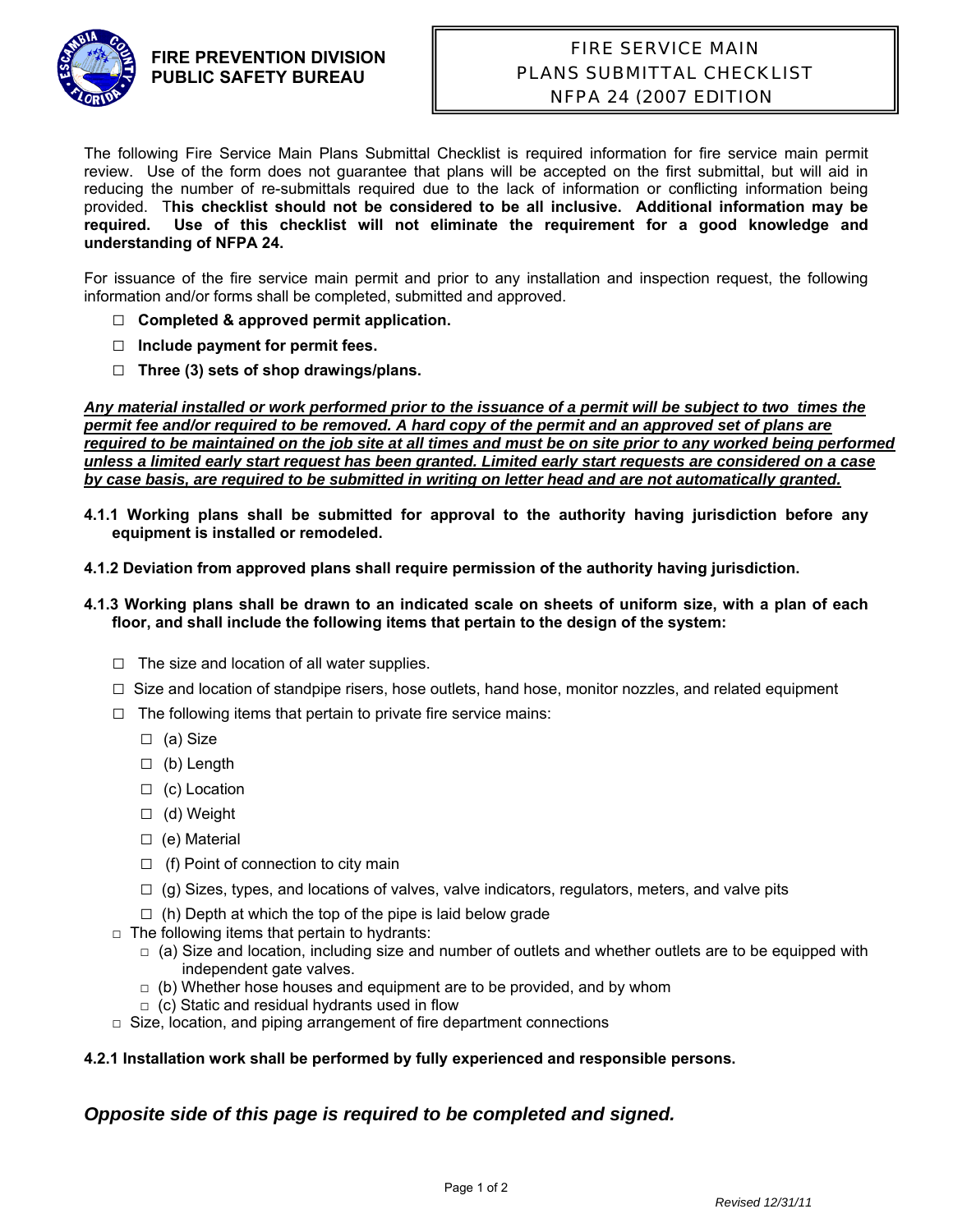**FIRE PREVENTION DIVISION**
**PUBLIC SAFETY BUREAU**

FIRE SERVICE MAIN
PLANS SUBMITTAL CHECKLIST
NFPA 24 (2007 EDITION

The following Fire Service Main Plans Submittal Checklist is required information for fire service main permit review. Use of the form does not guarantee that plans will be accepted on the first submittal, but will aid in reducing the number of re-submittals required due to the lack of information or conflicting information being provided. T**his checklist should not be considered to be all inclusive. Additional information may be required. Use of this checklist will not eliminate the requirement for a good knowledge and understanding of NFPA 24.**

For issuance of the fire service main permit and prior to any installation and inspection request, the following information and/or forms shall be completed, submitted and approved.

- ☐ **Completed & approved permit application.**
- ☐ **Include payment for permit fees.**
- ☐ **Three (3) sets of shop drawings/plans.**

***Any material installed or work performed prior to the issuance of a permit will be subject to two times the permit fee and/or required to be removed. A hard copy of the permit and an approved set of plans are required to be maintained on the job site at all times and must be on site prior to any worked being performed unless a limited early start request has been granted. Limited early start requests are considered on a case by case basis, are required to be submitted in writing on letter head and are not automatically granted.***

**4.1.1 Working plans shall be submitted for approval to the authority having jurisdiction before any equipment is installed or remodeled.**

**4.1.2 Deviation from approved plans shall require permission of the authority having jurisdiction.**

**4.1.3 Working plans shall be drawn to an indicated scale on sheets of uniform size, with a plan of each floor, and shall include the following items that pertain to the design of the system:**

- ☐ The size and location of all water supplies.
- ☐ Size and location of standpipe risers, hose outlets, hand hose, monitor nozzles, and related equipment
- ☐ The following items that pertain to private fire service mains:
  - ☐ (a) Size
  - ☐ (b) Length
  - ☐ (c) Location
  - ☐ (d) Weight
  - ☐ (e) Material
  - ☐ (f) Point of connection to city main
  - ☐ (g) Sizes, types, and locations of valves, valve indicators, regulators, meters, and valve pits
  - ☐ (h) Depth at which the top of the pipe is laid below grade
- ☐ The following items that pertain to hydrants:
  - ☐ (a) Size and location, including size and number of outlets and whether outlets are to be equipped with independent gate valves.
  - ☐ (b) Whether hose houses and equipment are to be provided, and by whom
  - ☐ (c) Static and residual hydrants used in flow
- ☐ Size, location, and piping arrangement of fire department connections

**4.2.1 Installation work shall be performed by fully experienced and responsible persons.**

***Opposite side of this page is required to be completed and signed.***

*Revised 12/31/11*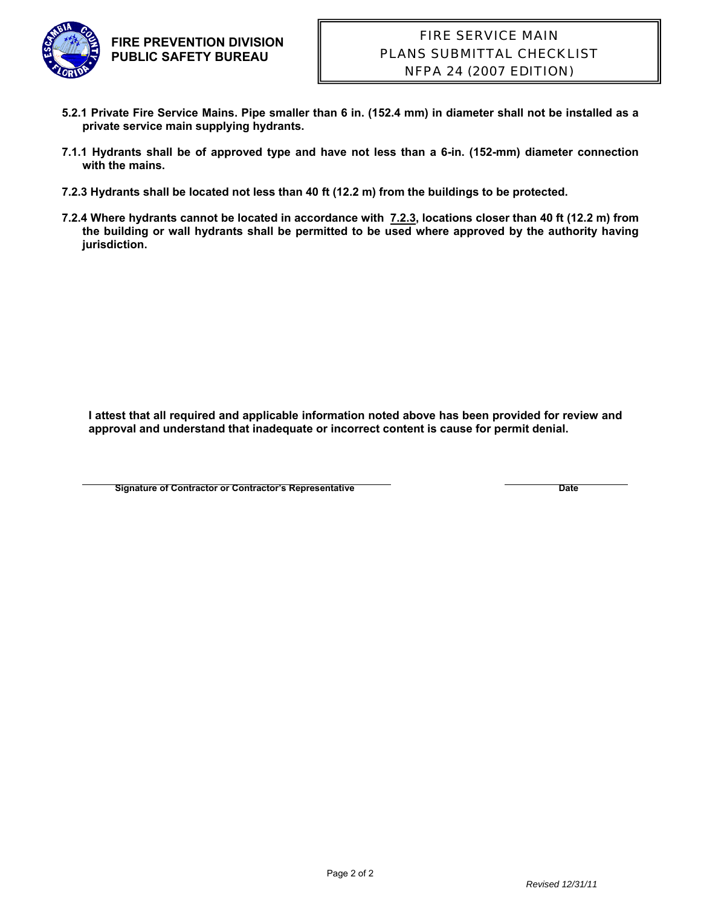**FIRE PREVENTION DIVISION**
**PUBLIC SAFETY BUREAU**

# FIRE SERVICE MAIN PLANS SUBMITTAL CHECKLIST NFPA 24 (2007 EDITION)

**5.2.1 Private Fire Service Mains. Pipe smaller than 6 in. (152.4 mm) in diameter shall not be installed as a private service main supplying hydrants.**

**7.1.1 Hydrants shall be of approved type and have not less than a 6-in. (152-mm) diameter connection with the mains.**

**7.2.3 Hydrants shall be located not less than 40 ft (12.2 m) from the buildings to be protected.**

**7.2.4 Where hydrants cannot be located in accordance with 7.2.3, locations closer than 40 ft (12.2 m) from the building or wall hydrants shall be permitted to be used where approved by the authority having jurisdiction.**

**I attest that all required and applicable information noted above has been provided for review and approval and understand that inadequate or incorrect content is cause for permit denial.**

**Signature of Contractor or Contractor's Representative** **Date**

*Revised 12/31/11*